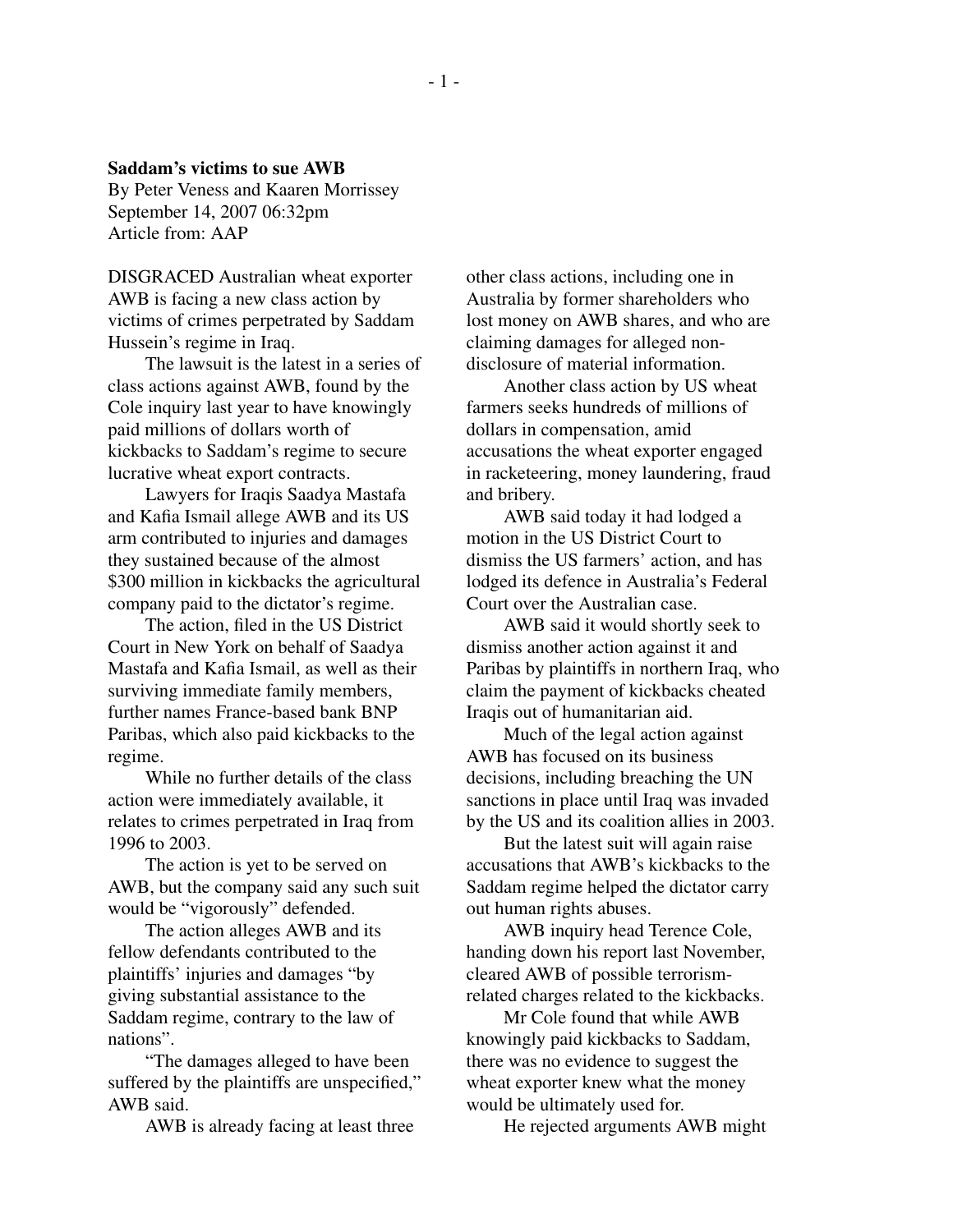**Saddam's victims to sue AWB**
By Peter Veness and Kaaren Morrissey
September 14, 2007 06:32pm
Article from: AAP

DISGRACED Australian wheat exporter AWB is facing a new class action by victims of crimes perpetrated by Saddam Hussein's regime in Iraq.

The lawsuit is the latest in a series of class actions against AWB, found by the Cole inquiry last year to have knowingly paid millions of dollars worth of kickbacks to Saddam's regime to secure lucrative wheat export contracts.

Lawyers for Iraqis Saadya Mastafa and Kafia Ismail allege AWB and its US arm contributed to injuries and damages they sustained because of the almost $300 million in kickbacks the agricultural company paid to the dictator's regime.

The action, filed in the US District Court in New York on behalf of Saadya Mastafa and Kafia Ismail, as well as their surviving immediate family members, further names France-based bank BNP Paribas, which also paid kickbacks to the regime.

While no further details of the class action were immediately available, it relates to crimes perpetrated in Iraq from 1996 to 2003.

The action is yet to be served on AWB, but the company said any such suit would be "vigorously" defended.

The action alleges AWB and its fellow defendants contributed to the plaintiffs' injuries and damages "by giving substantial assistance to the Saddam regime, contrary to the law of nations".

"The damages alleged to have been suffered by the plaintiffs are unspecified," AWB said.

AWB is already facing at least three other class actions, including one in Australia by former shareholders who lost money on AWB shares, and who are claiming damages for alleged non-disclosure of material information.

Another class action by US wheat farmers seeks hundreds of millions of dollars in compensation, amid accusations the wheat exporter engaged in racketeering, money laundering, fraud and bribery.

AWB said today it had lodged a motion in the US District Court to dismiss the US farmers' action, and has lodged its defence in Australia's Federal Court over the Australian case.

AWB said it would shortly seek to dismiss another action against it and Paribas by plaintiffs in northern Iraq, who claim the payment of kickbacks cheated Iraqis out of humanitarian aid.

Much of the legal action against AWB has focused on its business decisions, including breaching the UN sanctions in place until Iraq was invaded by the US and its coalition allies in 2003.

But the latest suit will again raise accusations that AWB's kickbacks to the Saddam regime helped the dictator carry out human rights abuses.

AWB inquiry head Terence Cole, handing down his report last November, cleared AWB of possible terrorism-related charges related to the kickbacks.

Mr Cole found that while AWB knowingly paid kickbacks to Saddam, there was no evidence to suggest the wheat exporter knew what the money would be ultimately used for.

He rejected arguments AWB might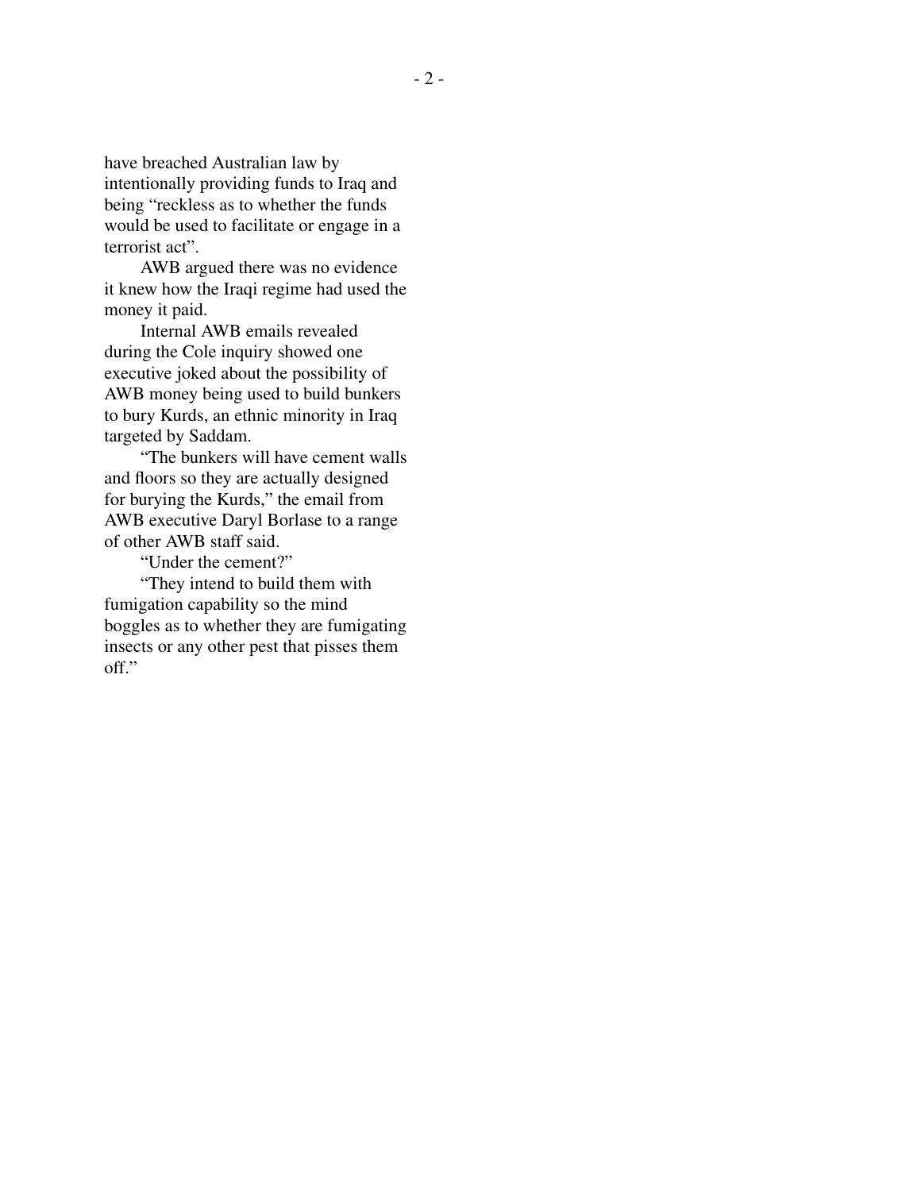have breached Australian law by intentionally providing funds to Iraq and being "reckless as to whether the funds would be used to facilitate or engage in a terrorist act".

AWB argued there was no evidence it knew how the Iraqi regime had used the money it paid.

Internal AWB emails revealed during the Cole inquiry showed one executive joked about the possibility of AWB money being used to build bunkers to bury Kurds, an ethnic minority in Iraq targeted by Saddam.

"The bunkers will have cement walls and floors so they are actually designed for burying the Kurds," the email from AWB executive Daryl Borlase to a range of other AWB staff said.

"Under the cement?"

"They intend to build them with fumigation capability so the mind boggles as to whether they are fumigating insects or any other pest that pisses them off."